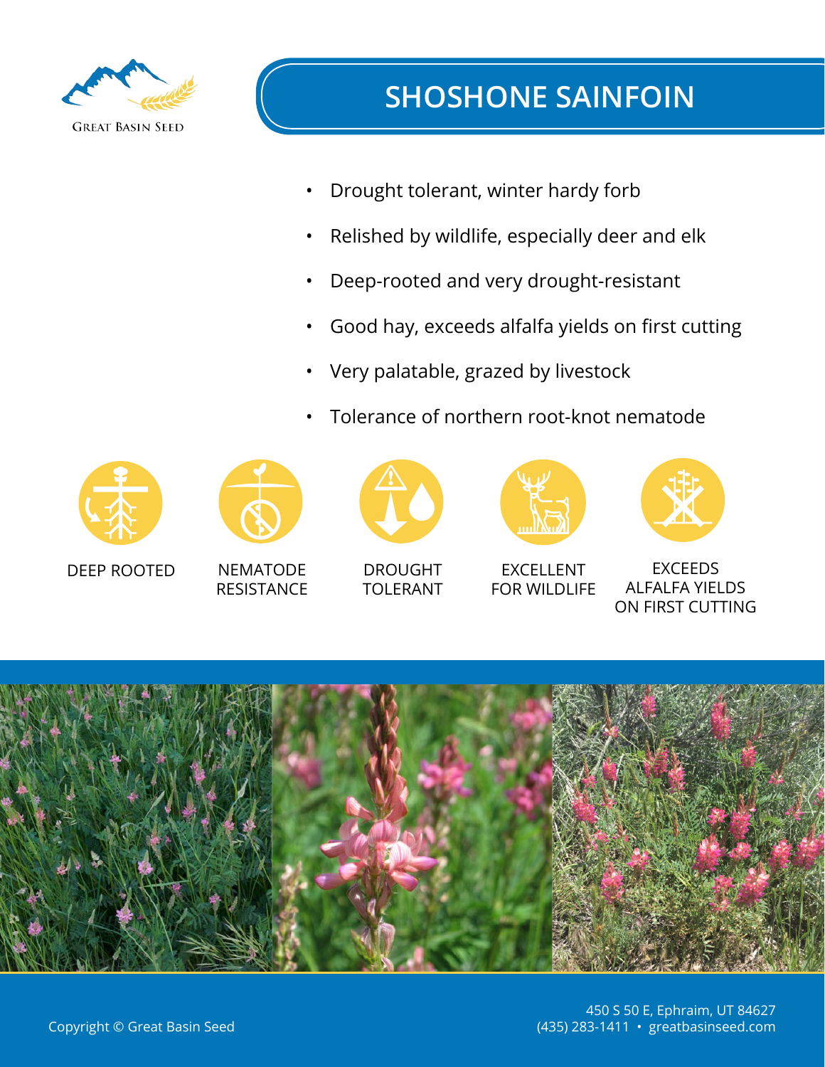Great Basin Seed

# SHOSHONE SAINFOIN

- Drought tolerant, winter hardy forb
- Relished by wildlife, especially deer and elk
- Deep-rooted and very drought-resistant
- Good hay, exceeds alfalfa yields on first cutting
- Very palatable, grazed by livestock
- Tolerance of northern root-knot nematode

DEEP ROOTED

NEMATODE RESISTANCE

DROUGHT TOLERANT

EXCELLENT FOR WILDLIFE

EXCEEDS ALFALFA YIELDS ON FIRST CUTTING

Copyright © Great Basin Seed

450 S 50 E, Ephraim, UT 84627
(435) 283-1411 • greatbasinseed.com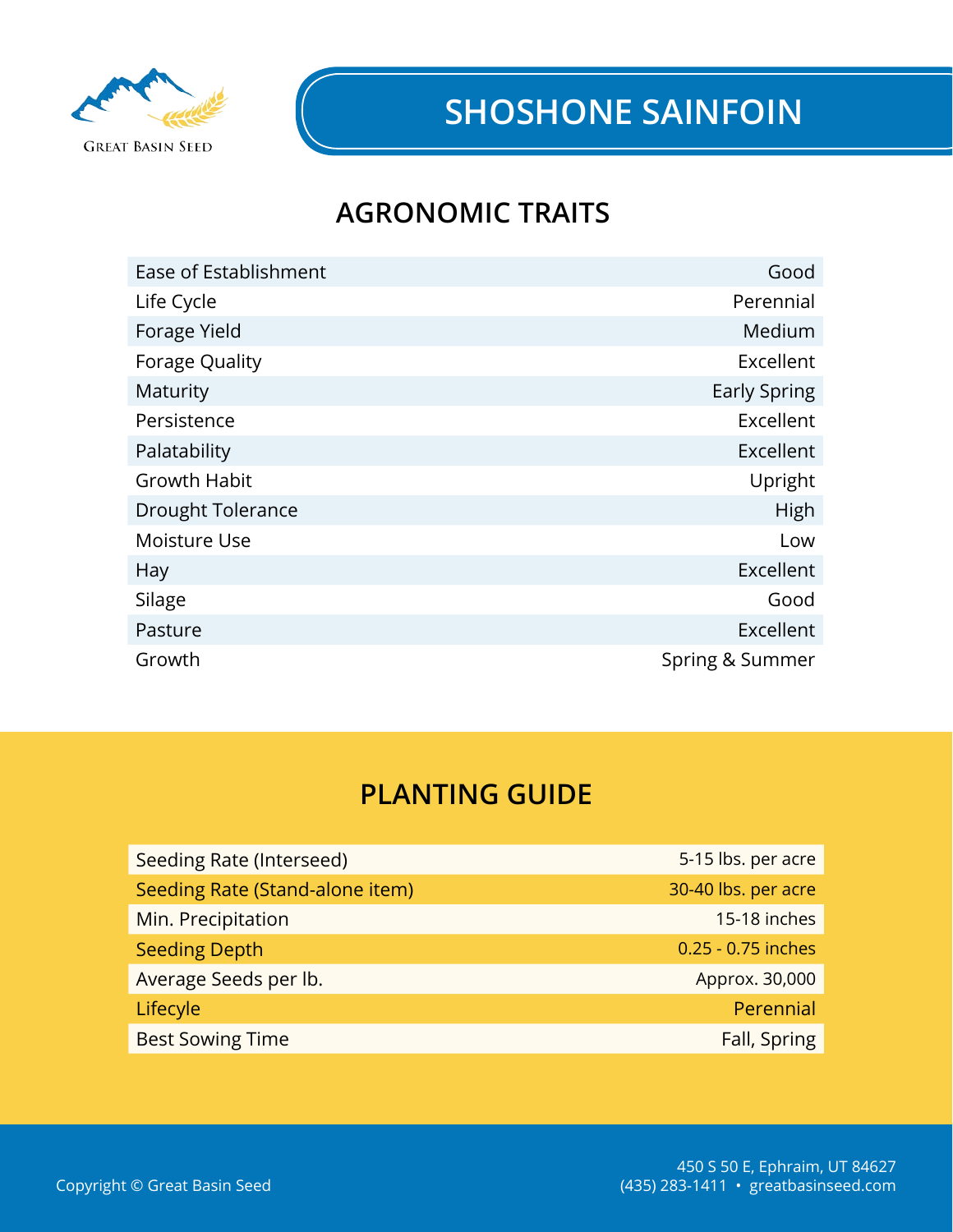# SHOSHONE SAINFOIN

## AGRONOMIC TRAITS

| Trait | Rating |
|---|---|
| Ease of Establishment | Good |
| Life Cycle | Perennial |
| Forage Yield | Medium |
| Forage Quality | Excellent |
| Maturity | Early Spring |
| Persistence | Excellent |
| Palatability | Excellent |
| Growth Habit | Upright |
| Drought Tolerance | High |
| Moisture Use | Low |
| Hay | Excellent |
| Silage | Good |
| Pasture | Excellent |
| Growth | Spring & Summer |

## PLANTING GUIDE

| Item | Value |
|---|---|
| Seeding Rate (Interseed) | 5-15 lbs. per acre |
| Seeding Rate (Stand-alone item) | 30-40 lbs. per acre |
| Min. Precipitation | 15-18 inches |
| Seeding Depth | 0.25 - 0.75 inches |
| Average Seeds per lb. | Approx. 30,000 |
| Lifecycle | Perennial |
| Best Sowing Time | Fall, Spring |

Copyright © Great Basin Seed

450 S 50 E, Ephraim, UT 84627
(435) 283-1411 • greatbasinseed.com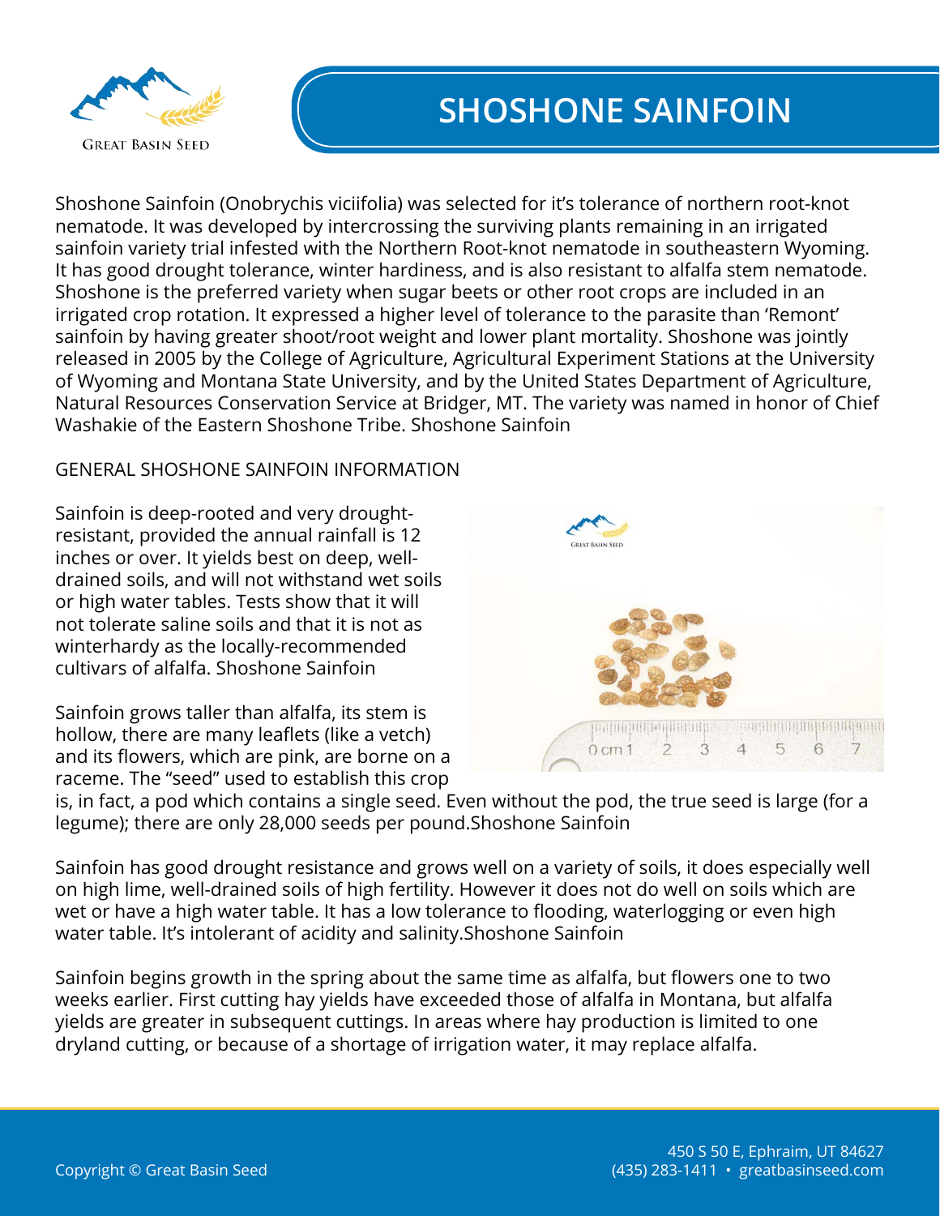# SHOSHONE SAINFOIN

Shoshone Sainfoin (Onobrychis viciifolia) was selected for it's tolerance of northern root-knot nematode. It was developed by intercrossing the surviving plants remaining in an irrigated sainfoin variety trial infested with the Northern Root-knot nematode in southeastern Wyoming. It has good drought tolerance, winter hardiness, and is also resistant to alfalfa stem nematode. Shoshone is the preferred variety when sugar beets or other root crops are included in an irrigated crop rotation. It expressed a higher level of tolerance to the parasite than 'Remont' sainfoin by having greater shoot/root weight and lower plant mortality. Shoshone was jointly released in 2005 by the College of Agriculture, Agricultural Experiment Stations at the University of Wyoming and Montana State University, and by the United States Department of Agriculture, Natural Resources Conservation Service at Bridger, MT. The variety was named in honor of Chief Washakie of the Eastern Shoshone Tribe. Shoshone Sainfoin

GENERAL SHOSHONE SAINFOIN INFORMATION

Sainfoin is deep-rooted and very drought-resistant, provided the annual rainfall is 12 inches or over. It yields best on deep, well-drained soils, and will not withstand wet soils or high water tables. Tests show that it will not tolerate saline soils and that it is not as winterhardy as the locally-recommended cultivars of alfalfa. Shoshone Sainfoin

Sainfoin grows taller than alfalfa, its stem is hollow, there are many leaflets (like a vetch) and its flowers, which are pink, are borne on a raceme. The "seed" used to establish this crop is, in fact, a pod which contains a single seed. Even without the pod, the true seed is large (for a legume); there are only 28,000 seeds per pound.Shoshone Sainfoin

Sainfoin has good drought resistance and grows well on a variety of soils, it does especially well on high lime, well-drained soils of high fertility. However it does not do well on soils which are wet or have a high water table. It has a low tolerance to flooding, waterlogging or even high water table. It's intolerant of acidity and salinity.Shoshone Sainfoin

Sainfoin begins growth in the spring about the same time as alfalfa, but flowers one to two weeks earlier. First cutting hay yields have exceeded those of alfalfa in Montana, but alfalfa yields are greater in subsequent cuttings. In areas where hay production is limited to one dryland cutting, or because of a shortage of irrigation water, it may replace alfalfa.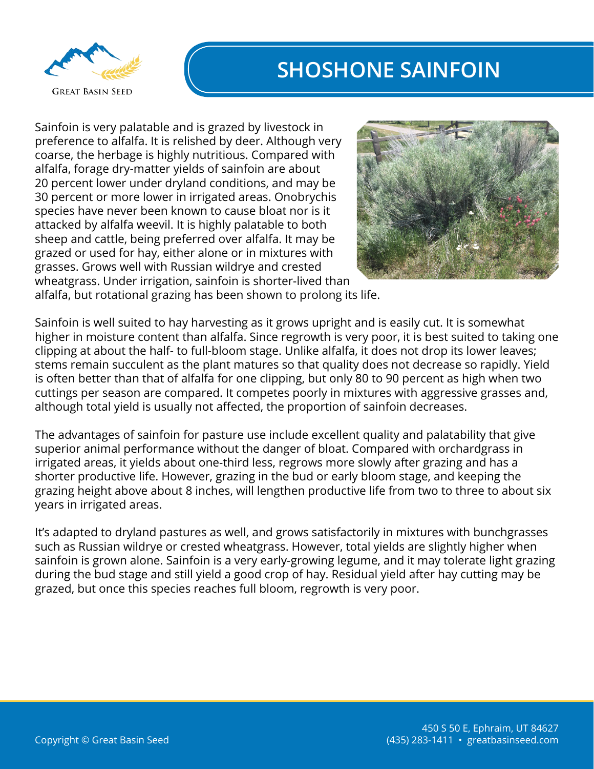# SHOSHONE SAINFOIN

Sainfoin is very palatable and is grazed by livestock in preference to alfalfa. It is relished by deer. Although very coarse, the herbage is highly nutritious. Compared with alfalfa, forage dry-matter yields of sainfoin are about 20 percent lower under dryland conditions, and may be 30 percent or more lower in irrigated areas. Onobrychis species have never been known to cause bloat nor is it attacked by alfalfa weevil. It is highly palatable to both sheep and cattle, being preferred over alfalfa. It may be grazed or used for hay, either alone or in mixtures with grasses. Grows well with Russian wildrye and crested wheatgrass. Under irrigation, sainfoin is shorter-lived than alfalfa, but rotational grazing has been shown to prolong its life.

Sainfoin is well suited to hay harvesting as it grows upright and is easily cut. It is somewhat higher in moisture content than alfalfa. Since regrowth is very poor, it is best suited to taking one clipping at about the half- to full-bloom stage. Unlike alfalfa, it does not drop its lower leaves; stems remain succulent as the plant matures so that quality does not decrease so rapidly. Yield is often better than that of alfalfa for one clipping, but only 80 to 90 percent as high when two cuttings per season are compared. It competes poorly in mixtures with aggressive grasses and, although total yield is usually not affected, the proportion of sainfoin decreases.

The advantages of sainfoin for pasture use include excellent quality and palatability that give superior animal performance without the danger of bloat. Compared with orchardgrass in irrigated areas, it yields about one-third less, regrows more slowly after grazing and has a shorter productive life. However, grazing in the bud or early bloom stage, and keeping the grazing height above about 8 inches, will lengthen productive life from two to three to about six years in irrigated areas.

It's adapted to dryland pastures as well, and grows satisfactorily in mixtures with bunchgrasses such as Russian wildrye or crested wheatgrass. However, total yields are slightly higher when sainfoin is grown alone. Sainfoin is a very early-growing legume, and it may tolerate light grazing during the bud stage and still yield a good crop of hay. Residual yield after hay cutting may be grazed, but once this species reaches full bloom, regrowth is very poor.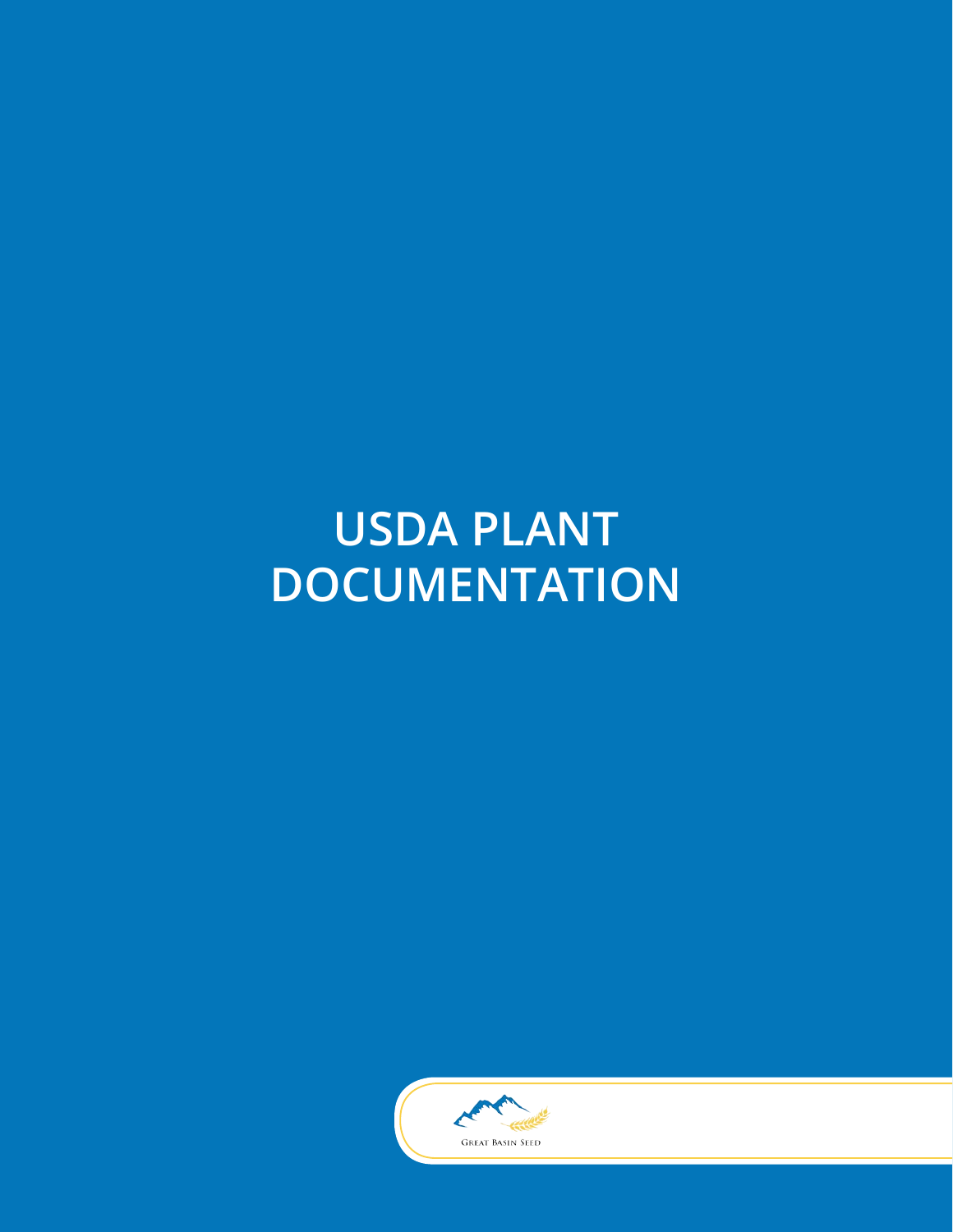# USDA PLANT DOCUMENTATION

Great Basin Seed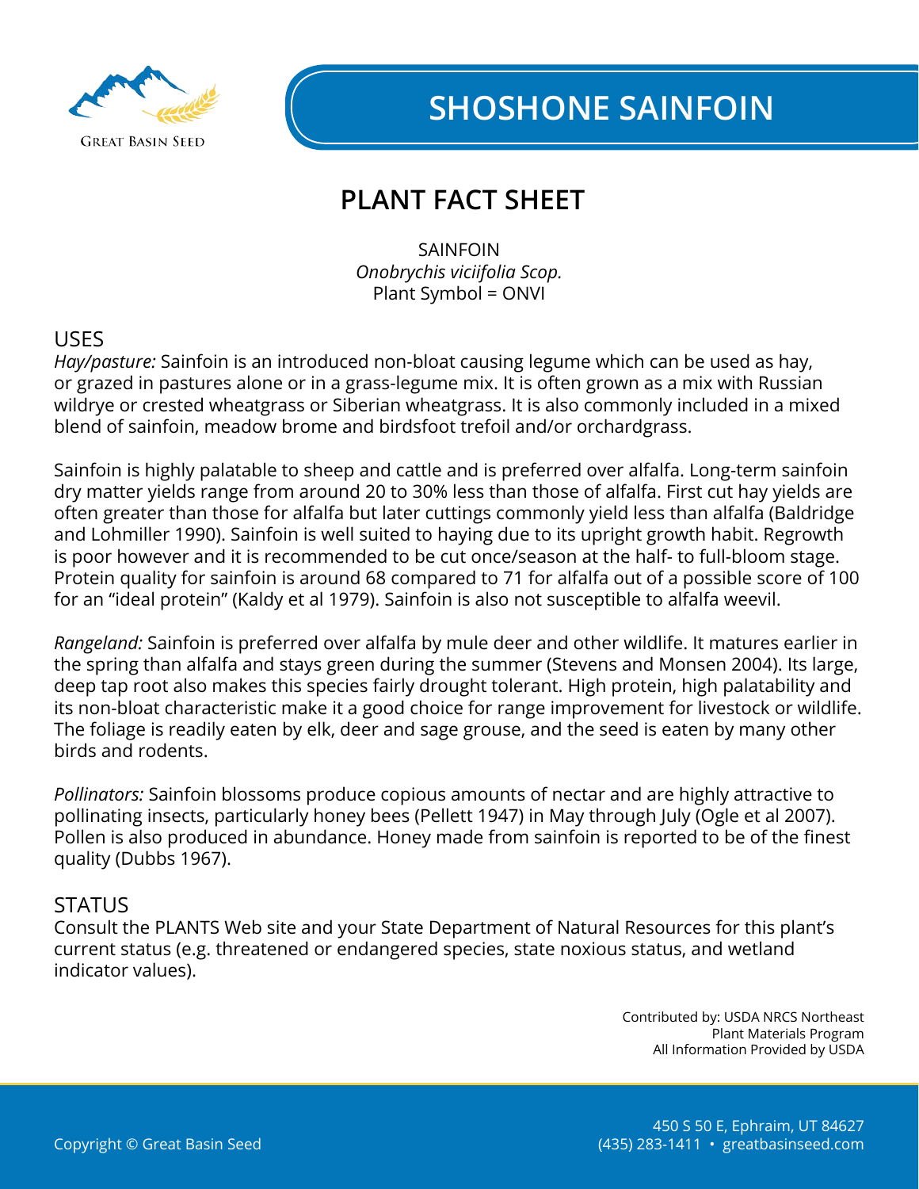# SHOSHONE SAINFOIN

## PLANT FACT SHEET

SAINFOIN
*Onobrychis viciifolia Scop.*
Plant Symbol = ONVI

### USES

*Hay/pasture:* Sainfoin is an introduced non-bloat causing legume which can be used as hay, or grazed in pastures alone or in a grass-legume mix. It is often grown as a mix with Russian wildrye or crested wheatgrass or Siberian wheatgrass. It is also commonly included in a mixed blend of sainfoin, meadow brome and birdsfoot trefoil and/or orchardgrass.

Sainfoin is highly palatable to sheep and cattle and is preferred over alfalfa. Long-term sainfoin dry matter yields range from around 20 to 30% less than those of alfalfa. First cut hay yields are often greater than those for alfalfa but later cuttings commonly yield less than alfalfa (Baldridge and Lohmiller 1990). Sainfoin is well suited to haying due to its upright growth habit. Regrowth is poor however and it is recommended to be cut once/season at the half- to full-bloom stage. Protein quality for sainfoin is around 68 compared to 71 for alfalfa out of a possible score of 100 for an "ideal protein" (Kaldy et al 1979). Sainfoin is also not susceptible to alfalfa weevil.

*Rangeland:* Sainfoin is preferred over alfalfa by mule deer and other wildlife. It matures earlier in the spring than alfalfa and stays green during the summer (Stevens and Monsen 2004). Its large, deep tap root also makes this species fairly drought tolerant. High protein, high palatability and its non-bloat characteristic make it a good choice for range improvement for livestock or wildlife. The foliage is readily eaten by elk, deer and sage grouse, and the seed is eaten by many other birds and rodents.

*Pollinators:* Sainfoin blossoms produce copious amounts of nectar and are highly attractive to pollinating insects, particularly honey bees (Pellett 1947) in May through July (Ogle et al 2007). Pollen is also produced in abundance. Honey made from sainfoin is reported to be of the finest quality (Dubbs 1967).

### STATUS

Consult the PLANTS Web site and your State Department of Natural Resources for this plant's current status (e.g. threatened or endangered species, state noxious status, and wetland indicator values).

Contributed by: USDA NRCS Northeast Plant Materials Program
All Information Provided by USDA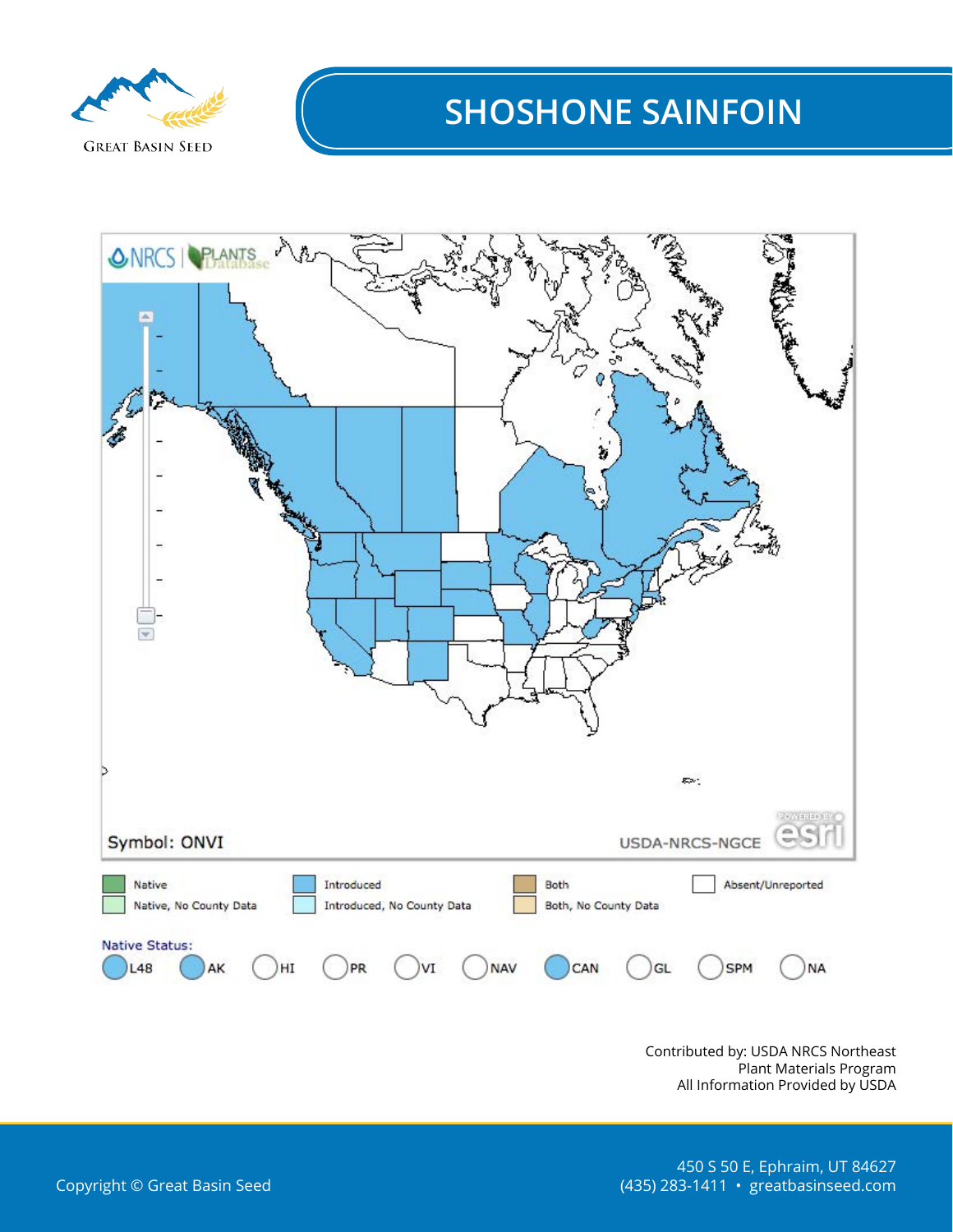# SHOSHONE SAINFOIN

Symbol: ONVI

USDA-NRCS-NGCE

| Native | Introduced | Both | Absent/Unreported |
|---|---|---|---|
| Native, No County Data | Introduced, No County Data | Both, No County Data | |

Native Status: L48 AK HI PR VI NAV CAN GL SPM NA

Contributed by: USDA NRCS Northeast Plant Materials Program
All Information Provided by USDA

Copyright © Great Basin Seed

450 S 50 E, Ephraim, UT 84627
(435) 283-1411 • greatbasinseed.com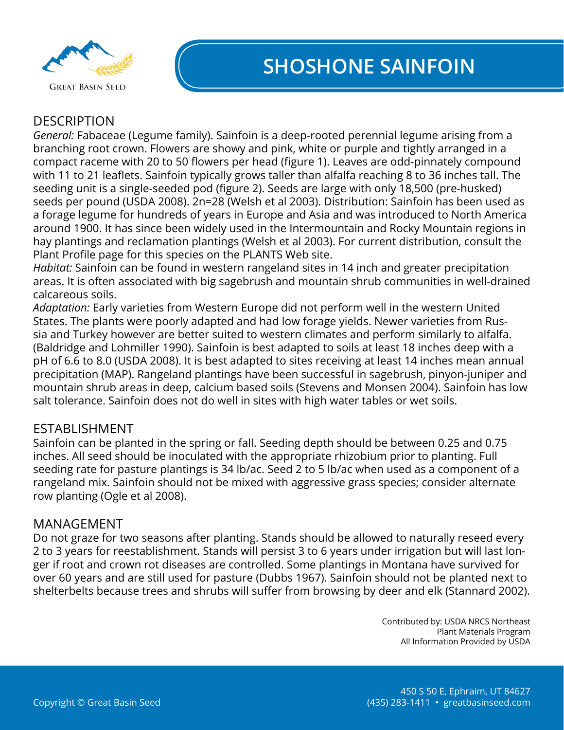# SHOSHONE SAINFOIN

## DESCRIPTION

*General:* Fabaceae (Legume family). Sainfoin is a deep-rooted perennial legume arising from a branching root crown. Flowers are showy and pink, white or purple and tightly arranged in a compact raceme with 20 to 50 flowers per head (figure 1). Leaves are odd-pinnately compound with 11 to 21 leaflets. Sainfoin typically grows taller than alfalfa reaching 8 to 36 inches tall. The seeding unit is a single-seeded pod (figure 2). Seeds are large with only 18,500 (pre-husked) seeds per pound (USDA 2008). 2n=28 (Welsh et al 2003). Distribution: Sainfoin has been used as a forage legume for hundreds of years in Europe and Asia and was introduced to North America around 1900. It has since been widely used in the Intermountain and Rocky Mountain regions in hay plantings and reclamation plantings (Welsh et al 2003). For current distribution, consult the Plant Profile page for this species on the PLANTS Web site.

*Habitat:* Sainfoin can be found in western rangeland sites in 14 inch and greater precipitation areas. It is often associated with big sagebrush and mountain shrub communities in well-drained calcareous soils.

*Adaptation:* Early varieties from Western Europe did not perform well in the western United States. The plants were poorly adapted and had low forage yields. Newer varieties from Russia and Turkey however are better suited to western climates and perform similarly to alfalfa. (Baldridge and Lohmiller 1990). Sainfoin is best adapted to soils at least 18 inches deep with a pH of 6.6 to 8.0 (USDA 2008). It is best adapted to sites receiving at least 14 inches mean annual precipitation (MAP). Rangeland plantings have been successful in sagebrush, pinyon-juniper and mountain shrub areas in deep, calcium based soils (Stevens and Monsen 2004). Sainfoin has low salt tolerance. Sainfoin does not do well in sites with high water tables or wet soils.

## ESTABLISHMENT

Sainfoin can be planted in the spring or fall. Seeding depth should be between 0.25 and 0.75 inches. All seed should be inoculated with the appropriate rhizobium prior to planting. Full seeding rate for pasture plantings is 34 lb/ac. Seed 2 to 5 lb/ac when used as a component of a rangeland mix. Sainfoin should not be mixed with aggressive grass species; consider alternate row planting (Ogle et al 2008).

## MANAGEMENT

Do not graze for two seasons after planting. Stands should be allowed to naturally reseed every 2 to 3 years for reestablishment. Stands will persist 3 to 6 years under irrigation but will last longer if root and crown rot diseases are controlled. Some plantings in Montana have survived for over 60 years and are still used for pasture (Dubbs 1967). Sainfoin should not be planted next to shelterbelts because trees and shrubs will suffer from browsing by deer and elk (Stannard 2002).

Contributed by: USDA NRCS Northeast Plant Materials Program
All Information Provided by USDA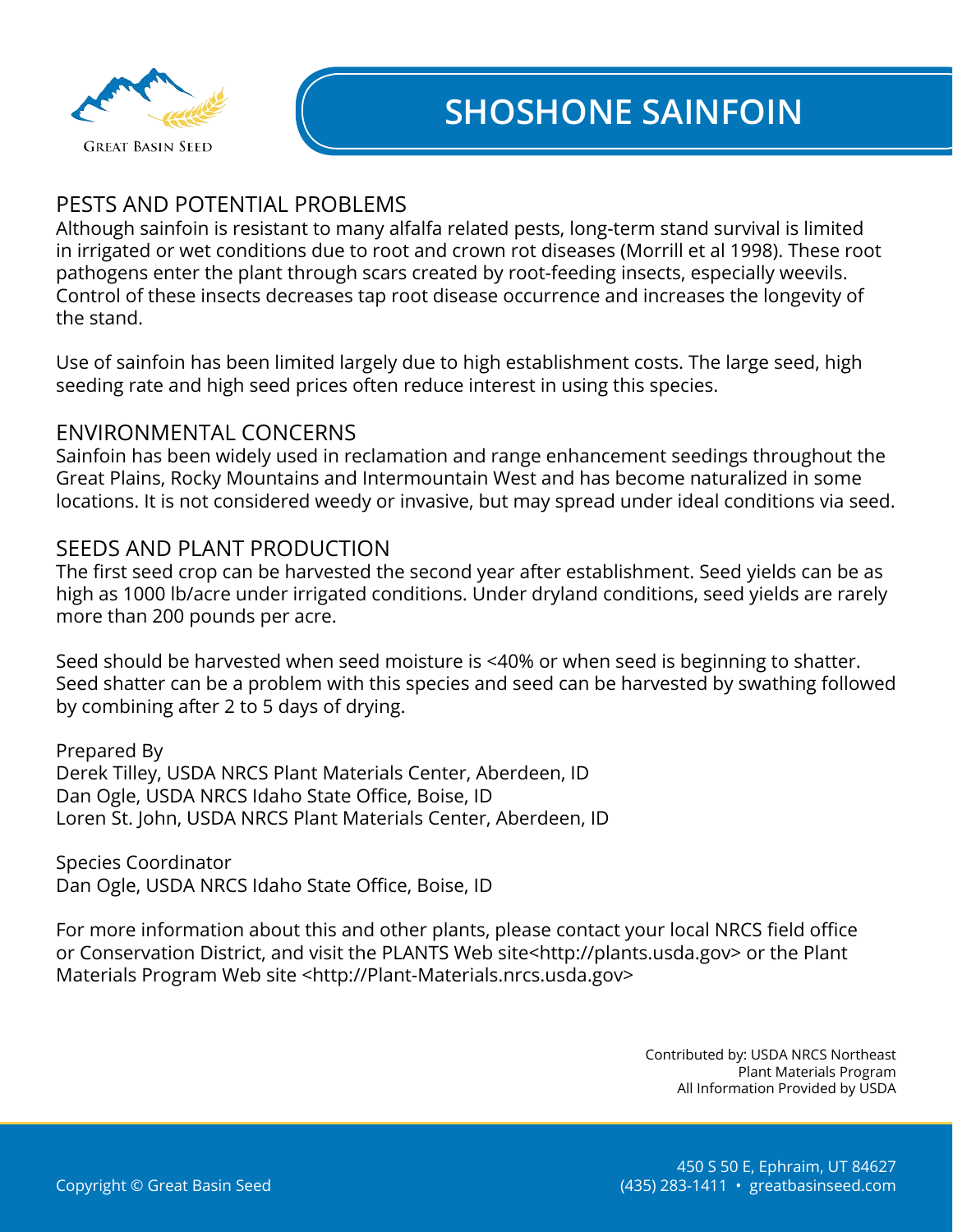# SHOSHONE SAINFOIN

## PESTS AND POTENTIAL PROBLEMS

Although sainfoin is resistant to many alfalfa related pests, long-term stand survival is limited in irrigated or wet conditions due to root and crown rot diseases (Morrill et al 1998). These root pathogens enter the plant through scars created by root-feeding insects, especially weevils. Control of these insects decreases tap root disease occurrence and increases the longevity of the stand.

Use of sainfoin has been limited largely due to high establishment costs. The large seed, high seeding rate and high seed prices often reduce interest in using this species.

## ENVIRONMENTAL CONCERNS

Sainfoin has been widely used in reclamation and range enhancement seedings throughout the Great Plains, Rocky Mountains and Intermountain West and has become naturalized in some locations. It is not considered weedy or invasive, but may spread under ideal conditions via seed.

## SEEDS AND PLANT PRODUCTION

The first seed crop can be harvested the second year after establishment. Seed yields can be as high as 1000 lb/acre under irrigated conditions. Under dryland conditions, seed yields are rarely more than 200 pounds per acre.

Seed should be harvested when seed moisture is <40% or when seed is beginning to shatter. Seed shatter can be a problem with this species and seed can be harvested by swathing followed by combining after 2 to 5 days of drying.

Prepared By
Derek Tilley, USDA NRCS Plant Materials Center, Aberdeen, ID
Dan Ogle, USDA NRCS Idaho State Office, Boise, ID
Loren St. John, USDA NRCS Plant Materials Center, Aberdeen, ID

Species Coordinator
Dan Ogle, USDA NRCS Idaho State Office, Boise, ID

For more information about this and other plants, please contact your local NRCS field office or Conservation District, and visit the PLANTS Web site<http://plants.usda.gov> or the Plant Materials Program Web site <http://Plant-Materials.nrcs.usda.gov>

Contributed by: USDA NRCS Northeast Plant Materials Program
All Information Provided by USDA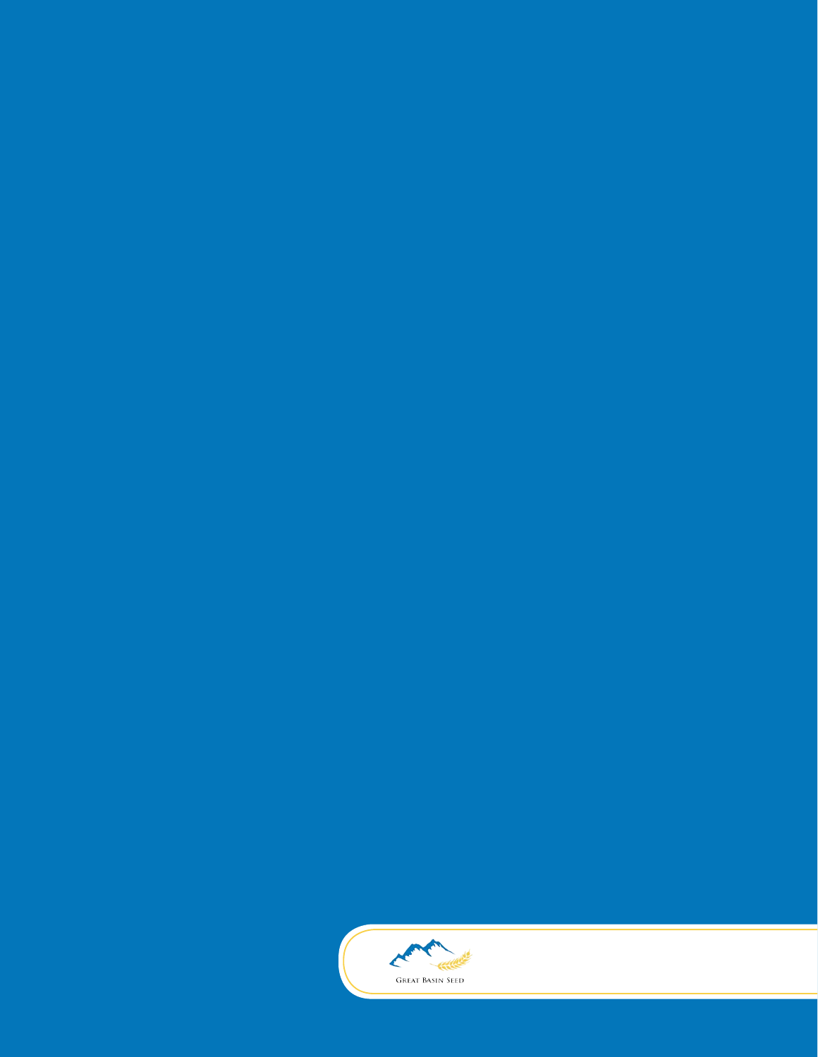Great Basin Seed